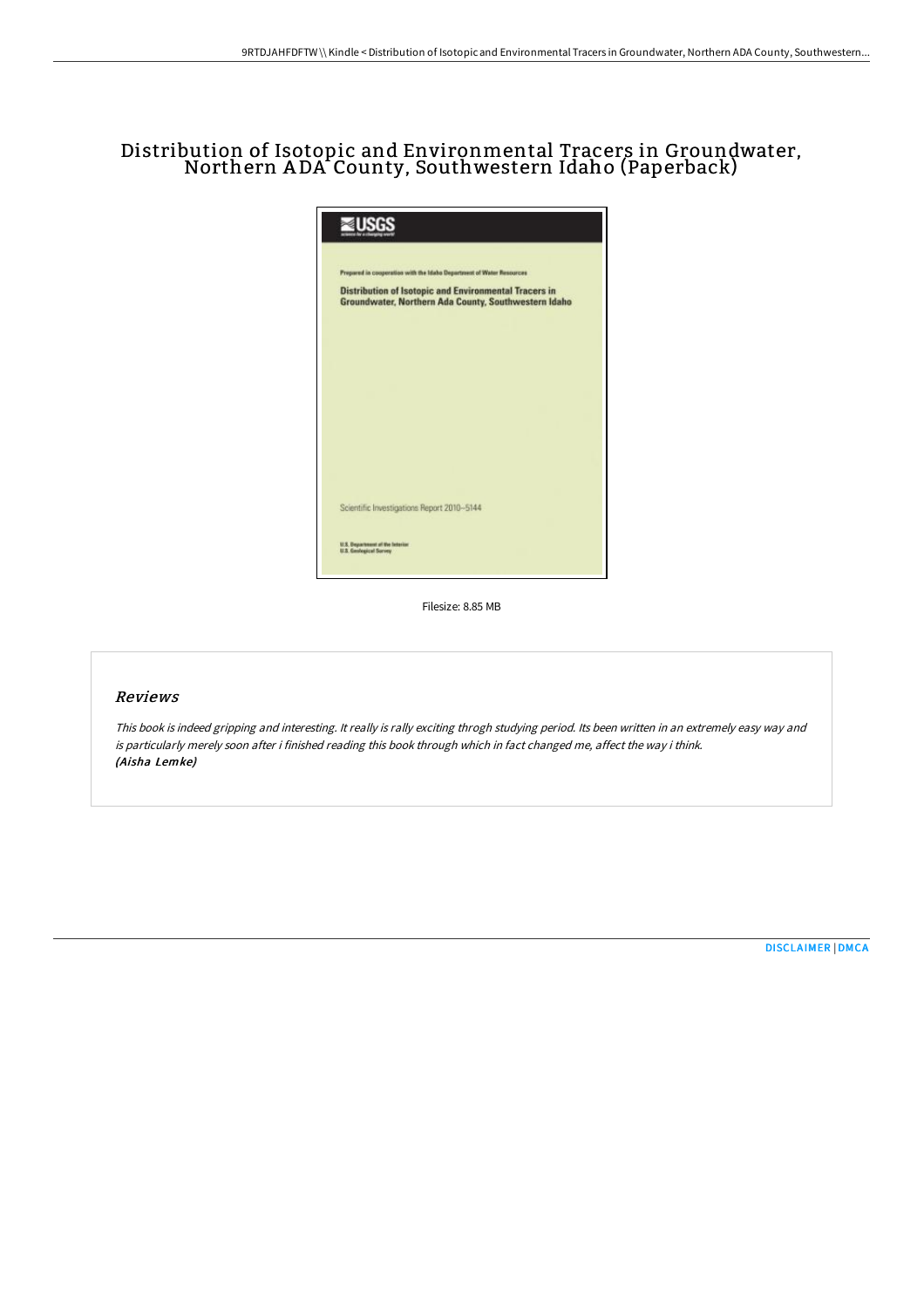# Distribution of Isotopic and Environmental Tracers in Groundwater, Northern ADA County, Southwestern Idaho (Paperback)

Filesize: 8.85 MB

## Reviews

*This book is indeed gripping and interesting. It really is rally exciting throgh studying period. Its been written in an extremely easy way and is particularly merely soon after i finished reading this book through which in fact changed me, affect the way i think.*
***(Aisha Lemke)***

DISCLAIMER | DMCA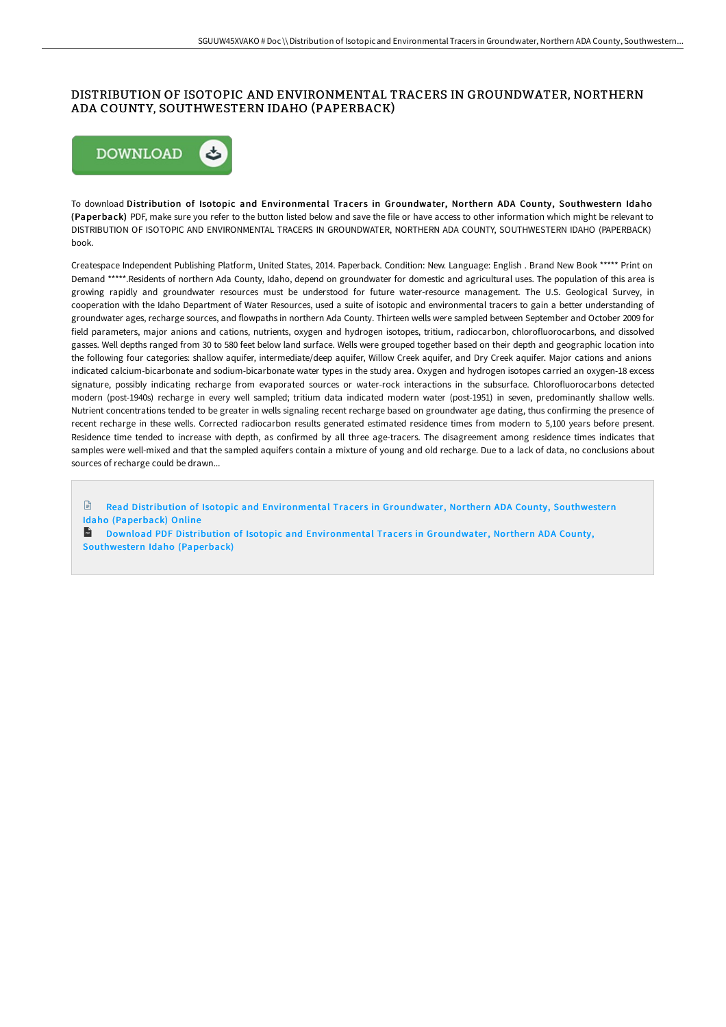# DISTRIBUTION OF ISOTOPIC AND ENVIRONMENTAL TRACERS IN GROUNDWATER, NORTHERN ADA COUNTY, SOUTHWESTERN IDAHO (PAPERBACK)

DOWNLOAD

To download **Distribution of Isotopic and Environmental Tracers in Groundwater, Northern ADA County, Southwestern Idaho (Paperback)** PDF, make sure you refer to the button listed below and save the file or have access to other information which might be relevant to DISTRIBUTION OF ISOTOPIC AND ENVIRONMENTAL TRACERS IN GROUNDWATER, NORTHERN ADA COUNTY, SOUTHWESTERN IDAHO (PAPERBACK) book.

Createspace Independent Publishing Platform, United States, 2014. Paperback. Condition: New. Language: English . Brand New Book ***** Print on Demand *****.Residents of northern Ada County, Idaho, depend on groundwater for domestic and agricultural uses. The population of this area is growing rapidly and groundwater resources must be understood for future water-resource management. The U.S. Geological Survey, in cooperation with the Idaho Department of Water Resources, used a suite of isotopic and environmental tracers to gain a better understanding of groundwater ages, recharge sources, and flowpaths in northern Ada County. Thirteen wells were sampled between September and October 2009 for field parameters, major anions and cations, nutrients, oxygen and hydrogen isotopes, tritium, radiocarbon, chlorofluorocarbons, and dissolved gasses. Well depths ranged from 30 to 580 feet below land surface. Wells were grouped together based on their depth and geographic location into the following four categories: shallow aquifer, intermediate/deep aquifer, Willow Creek aquifer, and Dry Creek aquifer. Major cations and anions indicated calcium-bicarbonate and sodium-bicarbonate water types in the study area. Oxygen and hydrogen isotopes carried an oxygen-18 excess signature, possibly indicating recharge from evaporated sources or water-rock interactions in the subsurface. Chlorofluorocarbons detected modern (post-1940s) recharge in every well sampled; tritium data indicated modern water (post-1951) in seven, predominantly shallow wells. Nutrient concentrations tended to be greater in wells signaling recent recharge based on groundwater age dating, thus confirming the presence of recent recharge in these wells. Corrected radiocarbon results generated estimated residence times from modern to 5,100 years before present. Residence time tended to increase with depth, as confirmed by all three age-tracers. The disagreement among residence times indicates that samples were well-mixed and that the sampled aquifers contain a mixture of young and old recharge. Due to a lack of data, no conclusions about sources of recharge could be drawn...

Read Distribution of Isotopic and Environmental Tracers in Groundwater, Northern ADA County, Southwestern Idaho (Paperback) Online

Download PDF Distribution of Isotopic and Environmental Tracers in Groundwater, Northern ADA County, Southwestern Idaho (Paperback)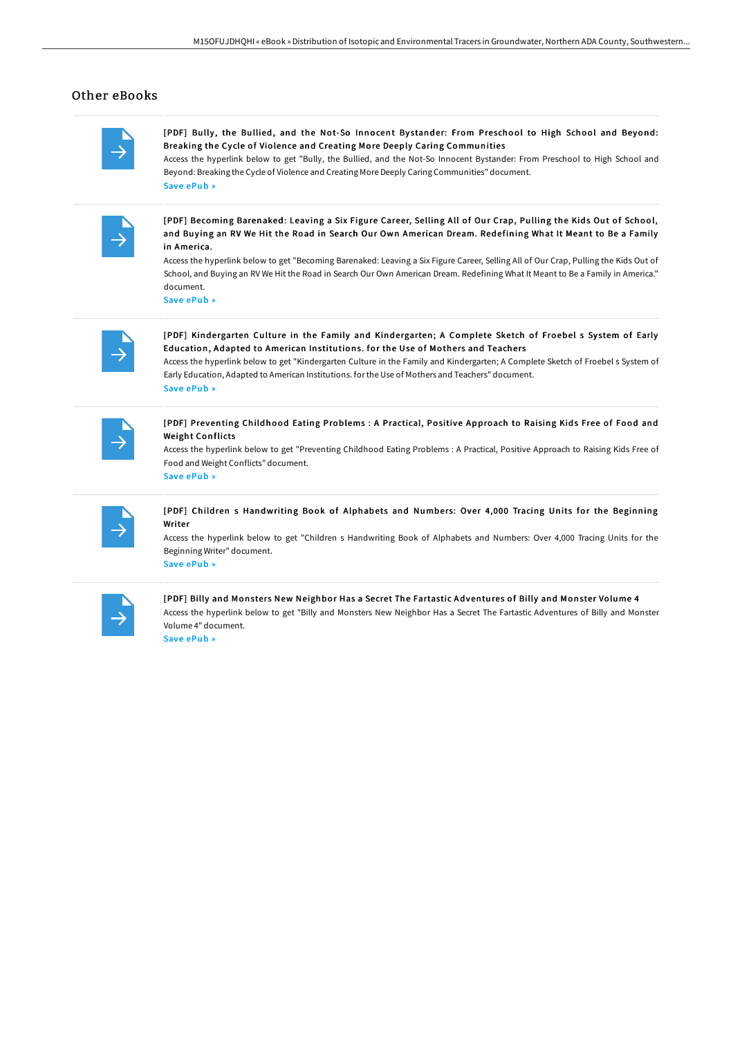## Other eBooks

**[PDF] Bully, the Bullied, and the Not-So Innocent Bystander: From Preschool to High School and Beyond: Breaking the Cycle of Violence and Creating More Deeply Caring Communities**

Access the hyperlink below to get "Bully, the Bullied, and the Not-So Innocent Bystander: From Preschool to High School and Beyond: Breaking the Cycle of Violence and Creating More Deeply Caring Communities" document.

Save ePub »

**[PDF] Becoming Barenaked: Leaving a Six Figure Career, Selling All of Our Crap, Pulling the Kids Out of School, and Buying an RV We Hit the Road in Search Our Own American Dream. Redefining What It Meant to Be a Family in America.**

Access the hyperlink below to get "Becoming Barenaked: Leaving a Six Figure Career, Selling All of Our Crap, Pulling the Kids Out of School, and Buying an RV We Hit the Road in Search Our Own American Dream. Redefining What It Meant to Be a Family in America." document.

Save ePub »

**[PDF] Kindergarten Culture in the Family and Kindergarten; A Complete Sketch of Froebel s System of Early Education, Adapted to American Institutions. for the Use of Mothers and Teachers**

Access the hyperlink below to get "Kindergarten Culture in the Family and Kindergarten; A Complete Sketch of Froebel s System of Early Education, Adapted to American Institutions. for the Use of Mothers and Teachers" document.

Save ePub »

**[PDF] Preventing Childhood Eating Problems : A Practical, Positive Approach to Raising Kids Free of Food and Weight Conflicts**

Access the hyperlink below to get "Preventing Childhood Eating Problems : A Practical, Positive Approach to Raising Kids Free of Food and Weight Conflicts" document.

Save ePub »

**[PDF] Children s Handwriting Book of Alphabets and Numbers: Over 4,000 Tracing Units for the Beginning Writer**

Access the hyperlink below to get "Children s Handwriting Book of Alphabets and Numbers: Over 4,000 Tracing Units for the Beginning Writer" document.

Save ePub »

**[PDF] Billy and Monsters New Neighbor Has a Secret The Fartastic Adventures of Billy and Monster Volume 4**

Access the hyperlink below to get "Billy and Monsters New Neighbor Has a Secret The Fartastic Adventures of Billy and Monster Volume 4" document.

Save ePub »